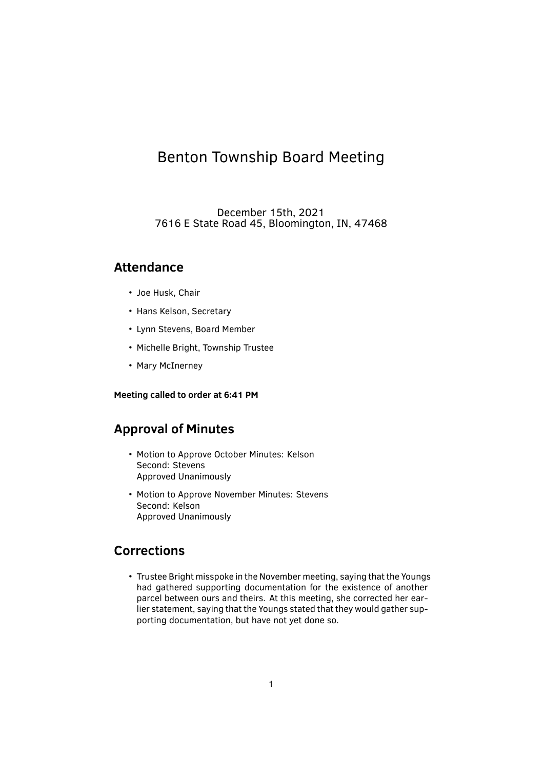# Benton Township Board Meeting

December 15th, 2021
7616 E State Road 45, Bloomington, IN, 47468

## Attendance

- Joe Husk, Chair
- Hans Kelson, Secretary
- Lynn Stevens, Board Member
- Michelle Bright, Township Trustee
- Mary McInerney

**Meeting called to order at 6:41 PM**

## Approval of Minutes

- Motion to Approve October Minutes: Kelson
  Second: Stevens
  Approved Unanimously
- Motion to Approve November Minutes: Stevens
  Second: Kelson
  Approved Unanimously

## Corrections

- Trustee Bright misspoke in the November meeting, saying that the Youngs had gathered supporting documentation for the existence of another parcel between ours and theirs. At this meeting, she corrected her earlier statement, saying that the Youngs stated that they would gather supporting documentation, but have not yet done so.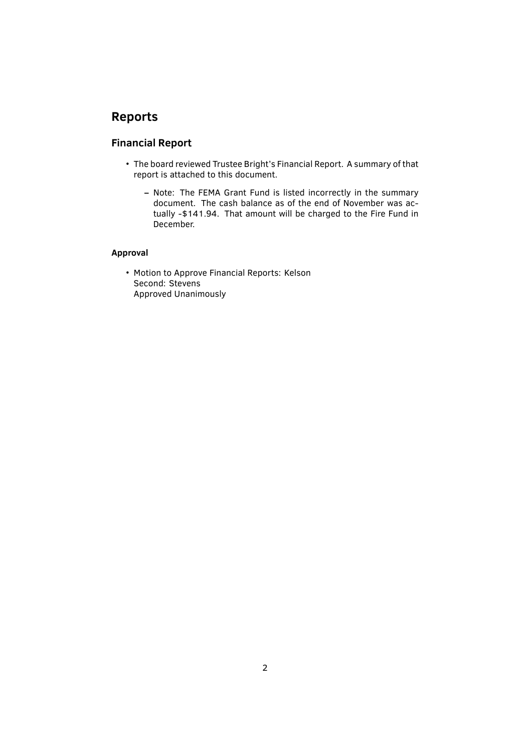# Reports

## Financial Report

- The board reviewed Trustee Bright's Financial Report. A summary of that report is attached to this document.
  - Note: The FEMA Grant Fund is listed incorrectly in the summary document. The cash balance as of the end of November was actually -$141.94. That amount will be charged to the Fire Fund in December.

### Approval

- Motion to Approve Financial Reports: Kelson
  Second: Stevens
  Approved Unanimously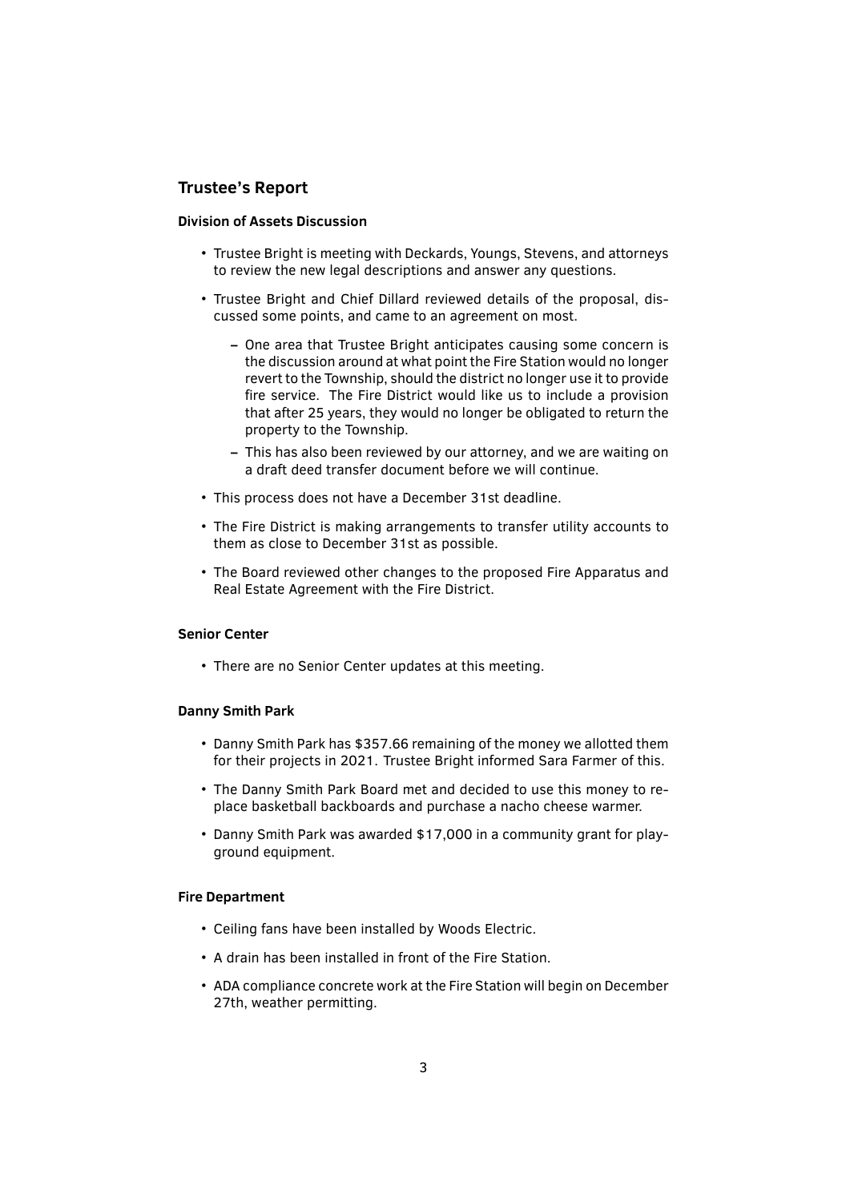## Trustee's Report

### Division of Assets Discussion

- Trustee Bright is meeting with Deckards, Youngs, Stevens, and attorneys to review the new legal descriptions and answer any questions.
- Trustee Bright and Chief Dillard reviewed details of the proposal, discussed some points, and came to an agreement on most.
  - One area that Trustee Bright anticipates causing some concern is the discussion around at what point the Fire Station would no longer revert to the Township, should the district no longer use it to provide fire service. The Fire District would like us to include a provision that after 25 years, they would no longer be obligated to return the property to the Township.
  - This has also been reviewed by our attorney, and we are waiting on a draft deed transfer document before we will continue.
- This process does not have a December 31st deadline.
- The Fire District is making arrangements to transfer utility accounts to them as close to December 31st as possible.
- The Board reviewed other changes to the proposed Fire Apparatus and Real Estate Agreement with the Fire District.

### Senior Center

- There are no Senior Center updates at this meeting.

### Danny Smith Park

- Danny Smith Park has $357.66 remaining of the money we allotted them for their projects in 2021. Trustee Bright informed Sara Farmer of this.
- The Danny Smith Park Board met and decided to use this money to replace basketball backboards and purchase a nacho cheese warmer.
- Danny Smith Park was awarded $17,000 in a community grant for playground equipment.

### Fire Department

- Ceiling fans have been installed by Woods Electric.
- A drain has been installed in front of the Fire Station.
- ADA compliance concrete work at the Fire Station will begin on December 27th, weather permitting.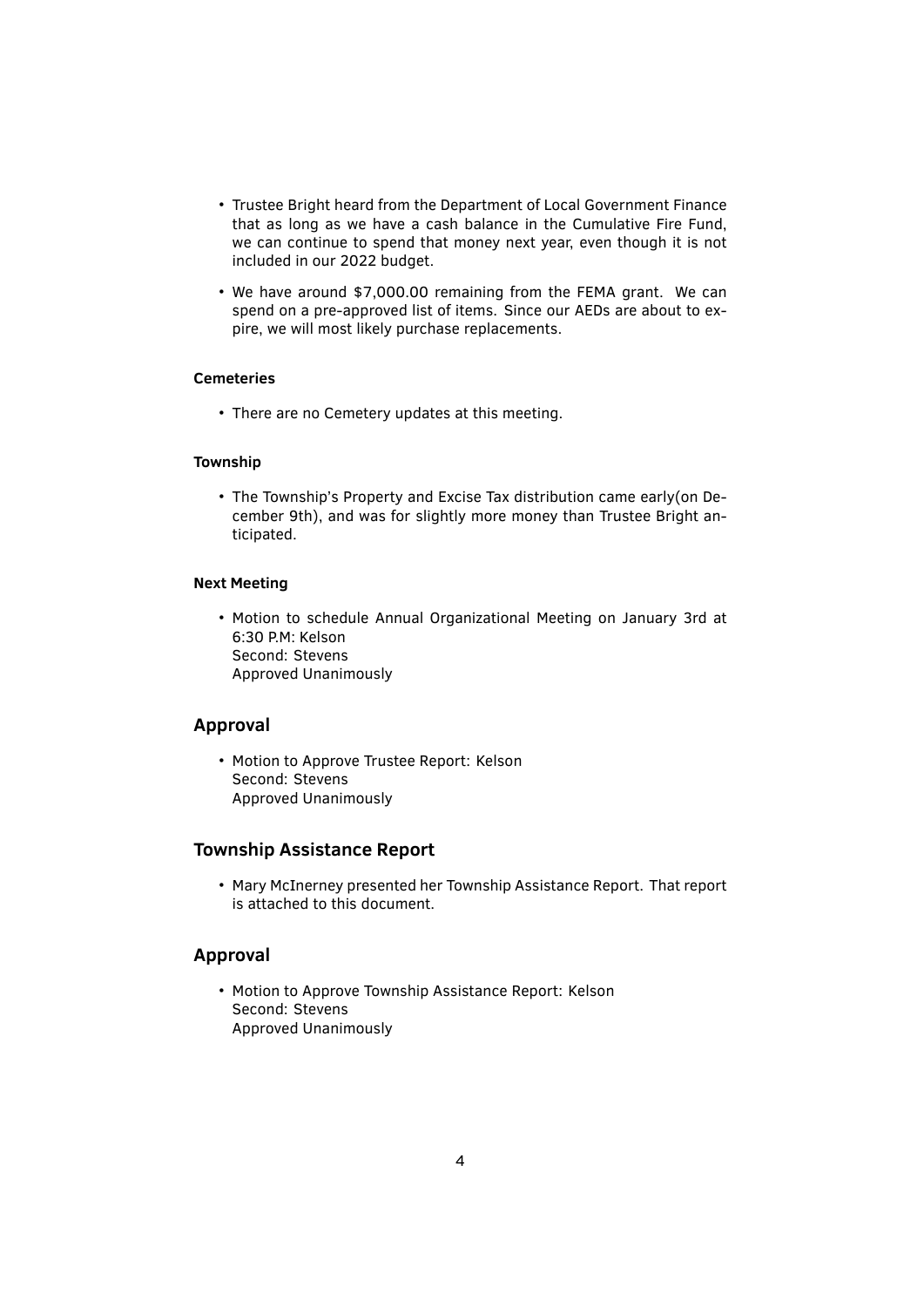- Trustee Bright heard from the Department of Local Government Finance that as long as we have a cash balance in the Cumulative Fire Fund, we can continue to spend that money next year, even though it is not included in our 2022 budget.
- We have around $7,000.00 remaining from the FEMA grant. We can spend on a pre-approved list of items. Since our AEDs are about to expire, we will most likely purchase replacements.

#### Cemeteries

- There are no Cemetery updates at this meeting.

#### Township

- The Township's Property and Excise Tax distribution came early(on December 9th), and was for slightly more money than Trustee Bright anticipated.

#### Next Meeting

- Motion to schedule Annual Organizational Meeting on January 3rd at 6:30 P.M: Kelson  
  Second: Stevens  
  Approved Unanimously

### Approval

- Motion to Approve Trustee Report: Kelson  
  Second: Stevens  
  Approved Unanimously

### Township Assistance Report

- Mary McInerney presented her Township Assistance Report. That report is attached to this document.

### Approval

- Motion to Approve Township Assistance Report: Kelson  
  Second: Stevens  
  Approved Unanimously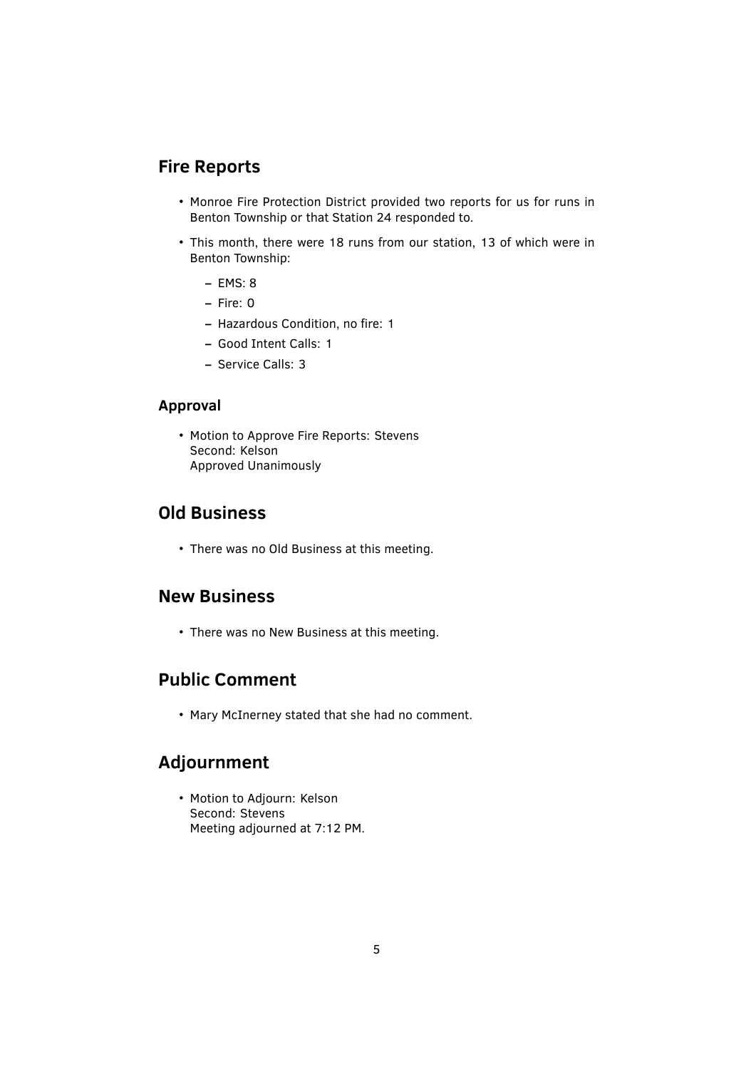## Fire Reports

- Monroe Fire Protection District provided two reports for us for runs in Benton Township or that Station 24 responded to.
- This month, there were 18 runs from our station, 13 of which were in Benton Township:
  - EMS: 8
  - Fire: 0
  - Hazardous Condition, no fire: 1
  - Good Intent Calls: 1
  - Service Calls: 3

### Approval

- Motion to Approve Fire Reports: Stevens
  Second: Kelson
  Approved Unanimously

## Old Business

- There was no Old Business at this meeting.

## New Business

- There was no New Business at this meeting.

## Public Comment

- Mary McInerney stated that she had no comment.

## Adjournment

- Motion to Adjourn: Kelson
  Second: Stevens
  Meeting adjourned at 7:12 PM.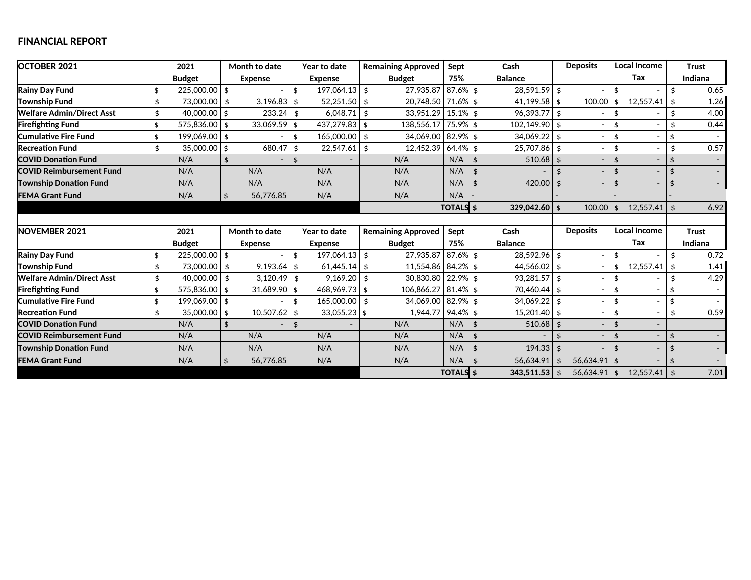# FINANCIAL REPORT

| OCTOBER 2021 | 2021 Budget | Month to date Expense | Year to date Expense | Remaining Approved Budget | Sept 75% | Cash Balance | Deposits | Local Income Tax | Trust Indiana |
|---|---|---|---|---|---|---|---|---|---|
| **Rainy Day Fund** | $ 225,000.00 | $ - | $ 197,064.13 | $ 27,935.87 | 87.6% | $ 28,591.59 | $ - | $ - | $ 0.65 |
| **Township Fund** | $ 73,000.00 | $ 3,196.83 | $ 52,251.50 | $ 20,748.50 | 71.6% | $ 41,199.58 | $ 100.00 | $ 12,557.41 | $ 1.26 |
| **Welfare Admin/Direct Asst** | $ 40,000.00 | $ 233.24 | $ 6,048.71 | $ 33,951.29 | 15.1% | $ 96,393.77 | $ - | $ - | $ 4.00 |
| **Firefighting Fund** | $ 575,836.00 | $ 33,069.59 | $ 437,279.83 | $ 138,556.17 | 75.9% | $ 102,149.90 | $ - | $ - | $ 0.44 |
| **Cumulative Fire Fund** | $ 199,069.00 | $ - | $ 165,000.00 | $ 34,069.00 | 82.9% | $ 34,069.22 | $ - | $ - | $ - |
| **Recreation Fund** | $ 35,000.00 | $ 680.47 | $ 22,547.61 | $ 12,452.39 | 64.4% | $ 25,707.86 | $ - | $ - | $ 0.57 |
| **COVID Donation Fund** | N/A | $ - | $ - | N/A | N/A | $ 510.68 | $ - | $ - | $ - |
| **COVID Reimbursement Fund** | N/A | N/A | N/A | N/A | N/A | $ - | $ - | $ - | $ - |
| **Township Donation Fund** | N/A | N/A | N/A | N/A | N/A | $ 420.00 | $ - | $ - | $ - |
| **FEMA Grant Fund** | N/A | $ 56,776.85 | N/A | N/A | N/A | - | - | - | - |
| | | | | | **TOTALS** | **$ 329,042.60** | $ 100.00 | $ 12,557.41 | $ 6.92 |

| NOVEMBER 2021 | 2021 Budget | Month to date Expense | Year to date Expense | Remaining Approved Budget | Sept 75% | Cash Balance | Deposits | Local Income Tax | Trust Indiana |
|---|---|---|---|---|---|---|---|---|---|
| **Rainy Day Fund** | $ 225,000.00 | $ - | $ 197,064.13 | $ 27,935.87 | 87.6% | $ 28,592.96 | $ - | $ - | $ 0.72 |
| **Township Fund** | $ 73,000.00 | $ 9,193.64 | $ 61,445.14 | $ 11,554.86 | 84.2% | $ 44,566.02 | $ - | $ 12,557.41 | $ 1.41 |
| **Welfare Admin/Direct Asst** | $ 40,000.00 | $ 3,120.49 | $ 9,169.20 | $ 30,830.80 | 22.9% | $ 93,281.57 | $ - | $ - | $ 4.29 |
| **Firefighting Fund** | $ 575,836.00 | $ 31,689.90 | $ 468,969.73 | $ 106,866.27 | 81.4% | $ 70,460.44 | $ - | $ - | $ - |
| **Cumulative Fire Fund** | $ 199,069.00 | $ - | $ 165,000.00 | $ 34,069.00 | 82.9% | $ 34,069.22 | $ - | $ - | $ - |
| **Recreation Fund** | $ 35,000.00 | $ 10,507.62 | $ 33,055.23 | $ 1,944.77 | 94.4% | $ 15,201.40 | $ - | $ - | $ 0.59 |
| **COVID Donation Fund** | N/A | $ - | $ - | N/A | N/A | $ 510.68 | $ - | $ - | |
| **COVID Reimbursement Fund** | N/A | N/A | N/A | N/A | N/A | $ - | $ - | $ - | $ - |
| **Township Donation Fund** | N/A | N/A | N/A | N/A | N/A | $ 194.33 | $ - | $ - | $ - |
| **FEMA Grant Fund** | N/A | $ 56,776.85 | N/A | N/A | N/A | $ 56,634.91 | $ 56,634.91 | $ - | $ - |
| | | | | | **TOTALS** | **$ 343,511.53** | $ 56,634.91 | $ 12,557.41 | $ 7.01 |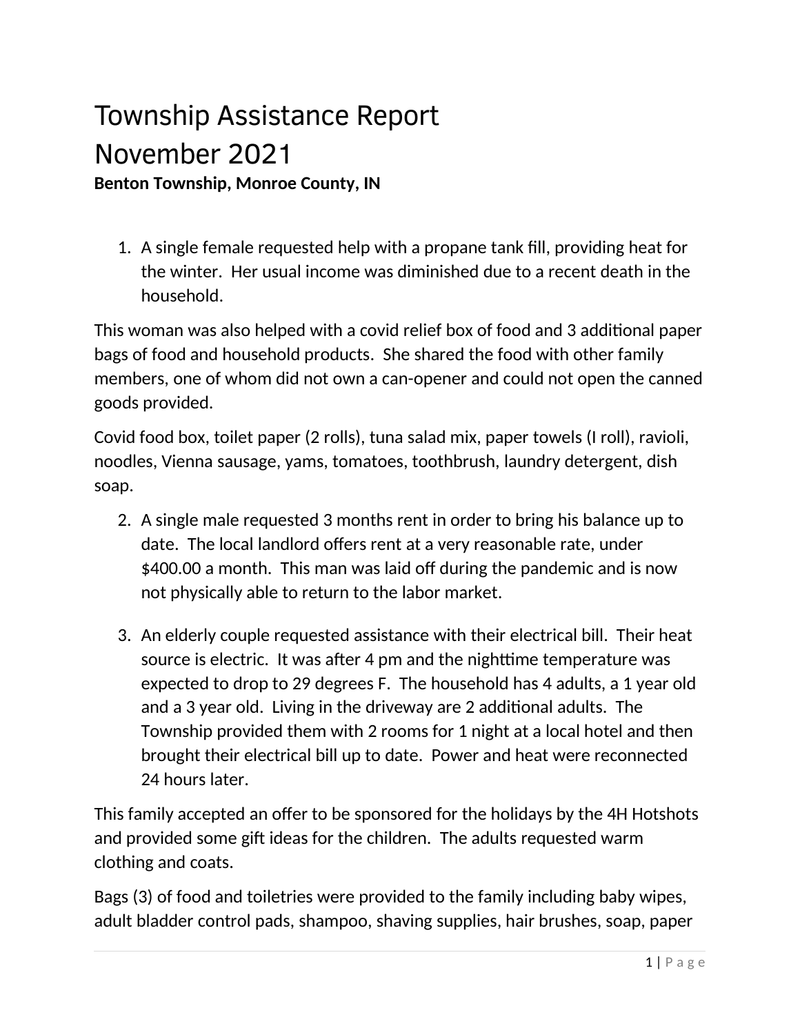# Township Assistance Report
# November 2021

**Benton Township, Monroe County, IN**

1. A single female requested help with a propane tank fill, providing heat for the winter. Her usual income was diminished due to a recent death in the household.

This woman was also helped with a covid relief box of food and 3 additional paper bags of food and household products. She shared the food with other family members, one of whom did not own a can-opener and could not open the canned goods provided.

Covid food box, toilet paper (2 rolls), tuna salad mix, paper towels (I roll), ravioli, noodles, Vienna sausage, yams, tomatoes, toothbrush, laundry detergent, dish soap.

2. A single male requested 3 months rent in order to bring his balance up to date. The local landlord offers rent at a very reasonable rate, under $400.00 a month. This man was laid off during the pandemic and is now not physically able to return to the labor market.

3. An elderly couple requested assistance with their electrical bill. Their heat source is electric. It was after 4 pm and the nighttime temperature was expected to drop to 29 degrees F. The household has 4 adults, a 1 year old and a 3 year old. Living in the driveway are 2 additional adults. The Township provided them with 2 rooms for 1 night at a local hotel and then brought their electrical bill up to date. Power and heat were reconnected 24 hours later.

This family accepted an offer to be sponsored for the holidays by the 4H Hotshots and provided some gift ideas for the children. The adults requested warm clothing and coats.

Bags (3) of food and toiletries were provided to the family including baby wipes, adult bladder control pads, shampoo, shaving supplies, hair brushes, soap, paper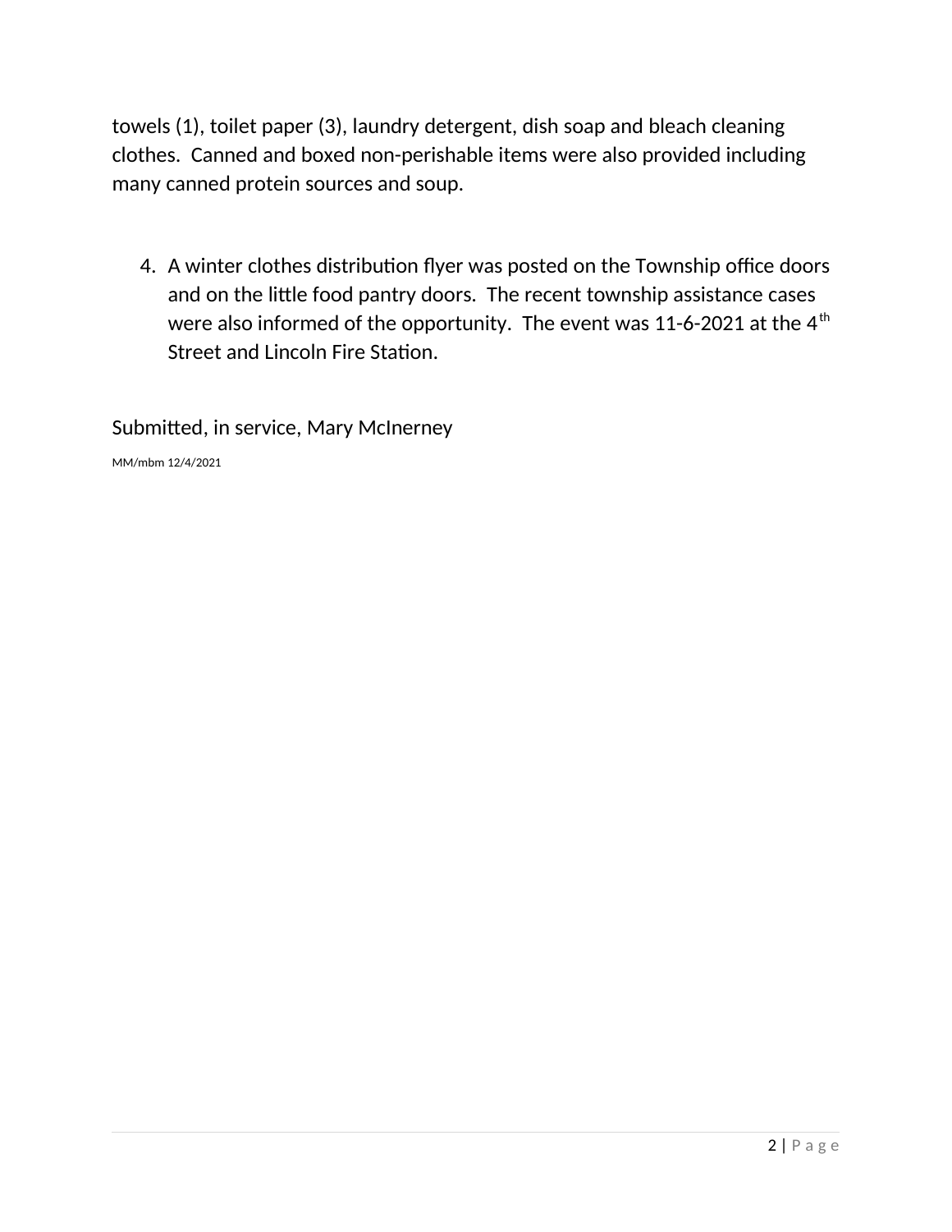towels (1), toilet paper (3), laundry detergent, dish soap and bleach cleaning clothes.  Canned and boxed non-perishable items were also provided including many canned protein sources and soup.

4. A winter clothes distribution flyer was posted on the Township office doors and on the little food pantry doors.  The recent township assistance cases were also informed of the opportunity.  The event was 11-6-2021 at the 4th Street and Lincoln Fire Station.

Submitted, in service, Mary McInerney

MM/mbm 12/4/2021